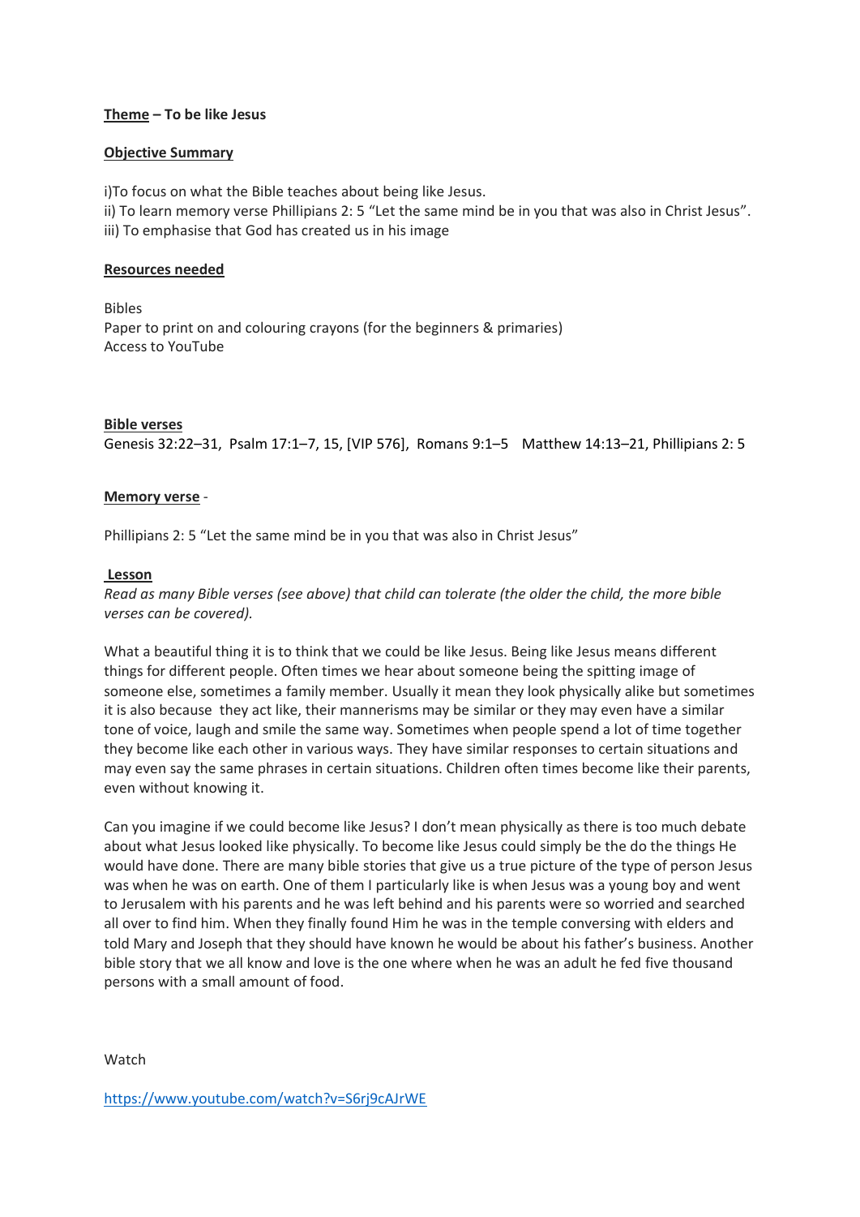**Theme – To be like Jesus**

**Objective Summary**

i)To focus on what the Bible teaches about being like Jesus.
ii) To learn memory verse Phillipians 2: 5 "Let the same mind be in you that was also in Christ Jesus".
iii) To emphasise that God has created us in his image

**Resources needed**

Bibles
Paper to print on and colouring crayons (for the beginners & primaries)
Access to YouTube

**Bible verses**

Genesis 32:22–31, Psalm 17:1–7, 15, [VIP 576], Romans 9:1–5 Matthew 14:13–21, Phillipians 2: 5

**Memory verse** -

Phillipians 2: 5 "Let the same mind be in you that was also in Christ Jesus"

**Lesson**

*Read as many Bible verses (see above) that child can tolerate (the older the child, the more bible verses can be covered).*

What a beautiful thing it is to think that we could be like Jesus. Being like Jesus means different things for different people. Often times we hear about someone being the spitting image of someone else, sometimes a family member. Usually it mean they look physically alike but sometimes it is also because they act like, their mannerisms may be similar or they may even have a similar tone of voice, laugh and smile the same way. Sometimes when people spend a lot of time together they become like each other in various ways. They have similar responses to certain situations and may even say the same phrases in certain situations. Children often times become like their parents, even without knowing it.

Can you imagine if we could become like Jesus? I don't mean physically as there is too much debate about what Jesus looked like physically. To become like Jesus could simply be the do the things He would have done. There are many bible stories that give us a true picture of the type of person Jesus was when he was on earth. One of them I particularly like is when Jesus was a young boy and went to Jerusalem with his parents and he was left behind and his parents were so worried and searched all over to find him. When they finally found Him he was in the temple conversing with elders and told Mary and Joseph that they should have known he would be about his father's business. Another bible story that we all know and love is the one where when he was an adult he fed five thousand persons with a small amount of food.

Watch

https://www.youtube.com/watch?v=S6rj9cAJrWE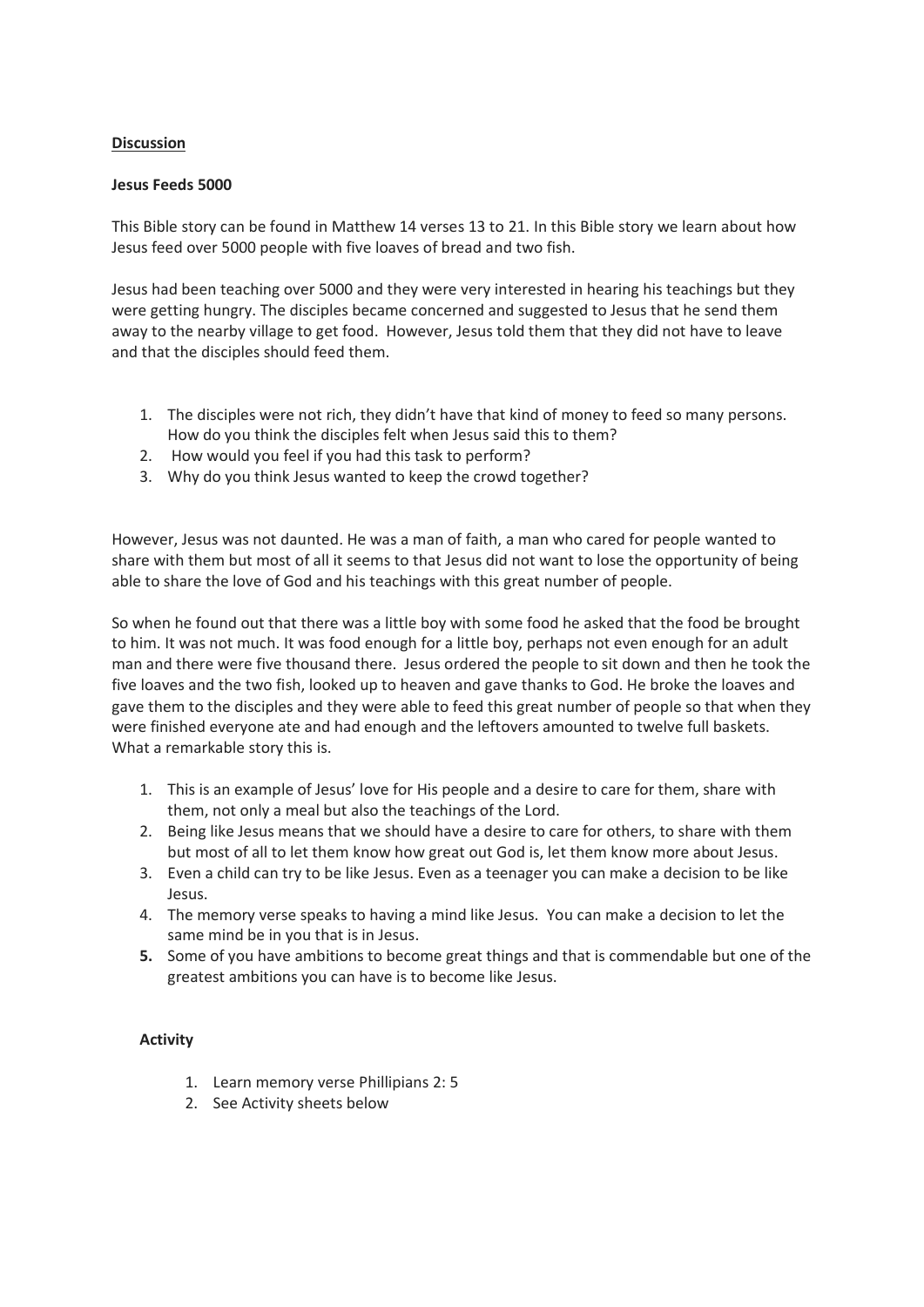**Discussion**

**Jesus Feeds 5000**

This Bible story can be found in Matthew 14 verses 13 to 21. In this Bible story we learn about how Jesus feed over 5000 people with five loaves of bread and two fish.

Jesus had been teaching over 5000 and they were very interested in hearing his teachings but they were getting hungry. The disciples became concerned and suggested to Jesus that he send them away to the nearby village to get food. However, Jesus told them that they did not have to leave and that the disciples should feed them.

1. The disciples were not rich, they didn't have that kind of money to feed so many persons. How do you think the disciples felt when Jesus said this to them?
2. How would you feel if you had this task to perform?
3. Why do you think Jesus wanted to keep the crowd together?

However, Jesus was not daunted. He was a man of faith, a man who cared for people wanted to share with them but most of all it seems to that Jesus did not want to lose the opportunity of being able to share the love of God and his teachings with this great number of people.

So when he found out that there was a little boy with some food he asked that the food be brought to him. It was not much. It was food enough for a little boy, perhaps not even enough for an adult man and there were five thousand there. Jesus ordered the people to sit down and then he took the five loaves and the two fish, looked up to heaven and gave thanks to God. He broke the loaves and gave them to the disciples and they were able to feed this great number of people so that when they were finished everyone ate and had enough and the leftovers amounted to twelve full baskets. What a remarkable story this is.

1. This is an example of Jesus' love for His people and a desire to care for them, share with them, not only a meal but also the teachings of the Lord.
2. Being like Jesus means that we should have a desire to care for others, to share with them but most of all to let them know how great out God is, let them know more about Jesus.
3. Even a child can try to be like Jesus. Even as a teenager you can make a decision to be like Jesus.
4. The memory verse speaks to having a mind like Jesus. You can make a decision to let the same mind be in you that is in Jesus.
5. Some of you have ambitions to become great things and that is commendable but one of the greatest ambitions you can have is to become like Jesus.

**Activity**

1. Learn memory verse Phillipians 2: 5
2. See Activity sheets below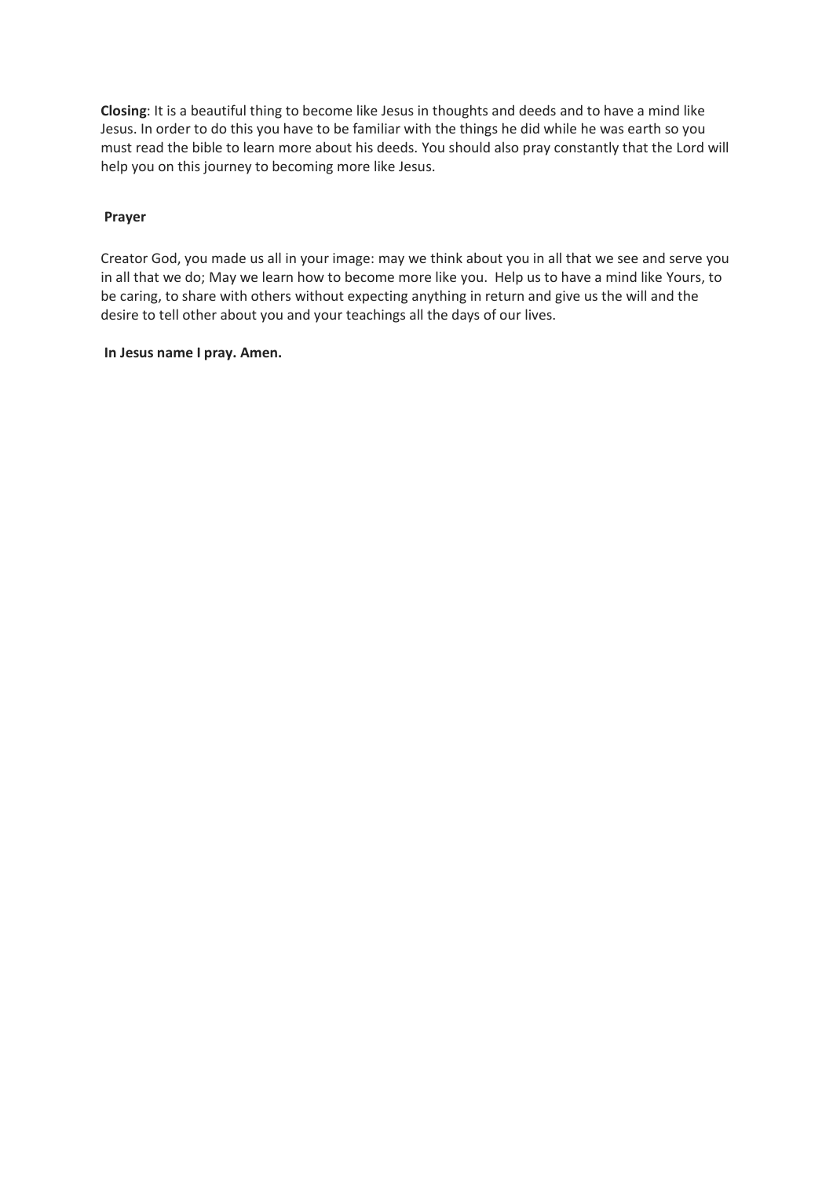**Closing**: It is a beautiful thing to become like Jesus in thoughts and deeds and to have a mind like Jesus. In order to do this you have to be familiar with the things he did while he was earth so you must read the bible to learn more about his deeds. You should also pray constantly that the Lord will help you on this journey to becoming more like Jesus.

**Prayer**

Creator God, you made us all in your image: may we think about you in all that we see and serve you in all that we do; May we learn how to become more like you. Help us to have a mind like Yours, to be caring, to share with others without expecting anything in return and give us the will and the desire to tell other about you and your teachings all the days of our lives.

**In Jesus name I pray. Amen.**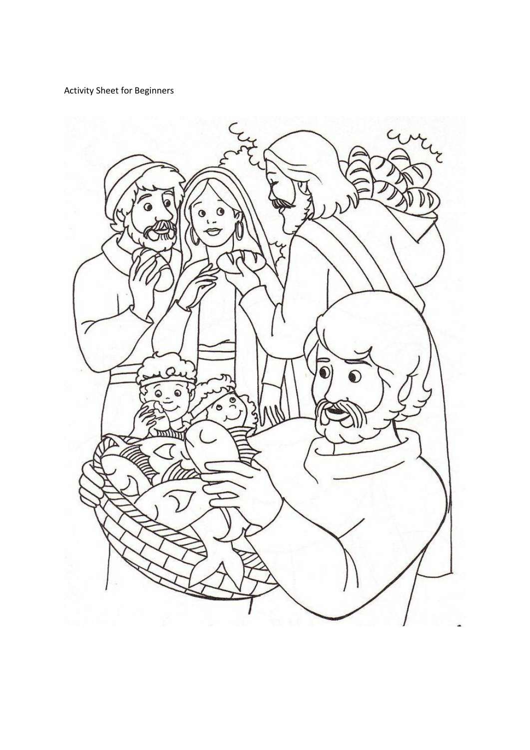Activity Sheet for Beginners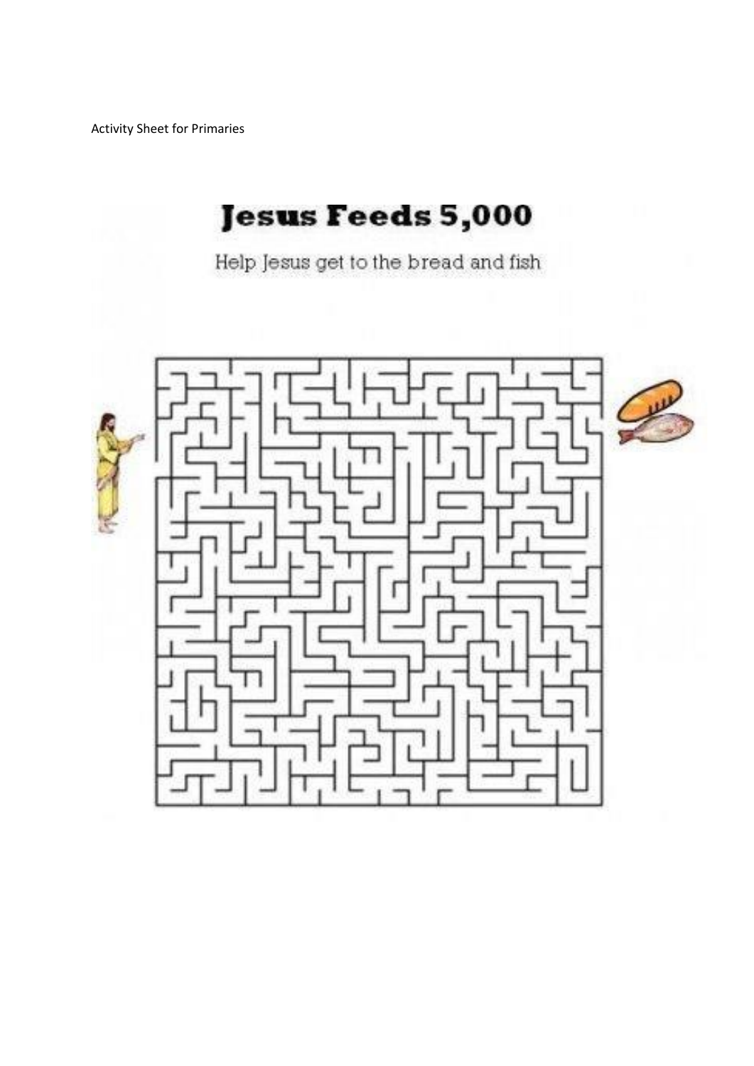Activity Sheet for Primaries

# Jesus Feeds 5,000

Help Jesus get to the bread and fish